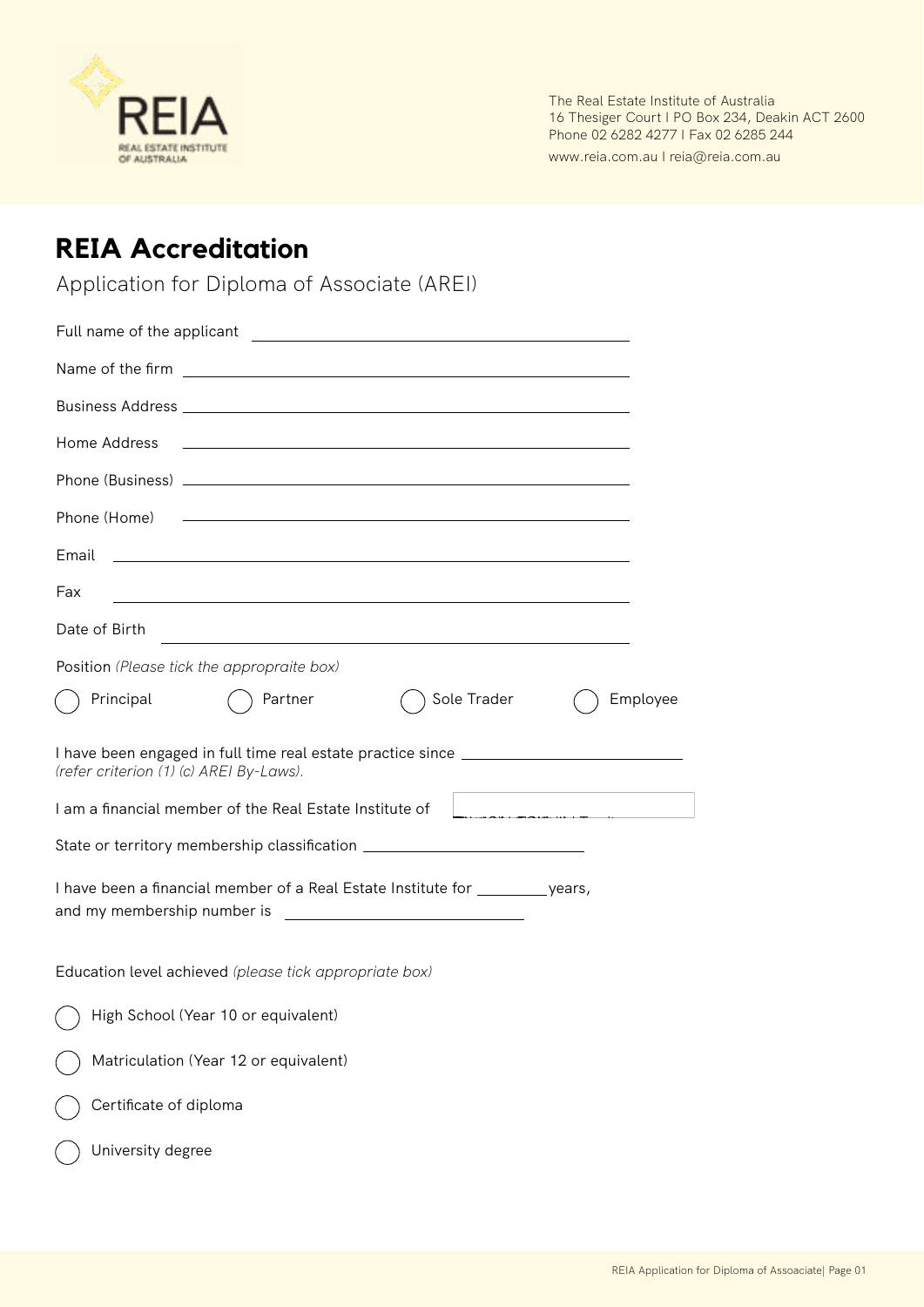The Real Estate Institute of Australia
16 Thesiger Court I PO Box 234, Deakin ACT 2600
Phone 02 6282 4277 I Fax 02 6285 244
www.reia.com.au I reia@reia.com.au

# REIA Accreditation

## Application for Diploma of Associate (AREI)

Full name of the applicant ______________________________

Name of the firm ______________________________

Business Address ______________________________

Home Address ______________________________

Phone (Business) ______________________________

Phone (Home) ______________________________

Email ______________________________

Fax ______________________________

Date of Birth ______________________________

Position *(Please tick the approppraite box)*

◯ Principal ◯ Partner ◯ Sole Trader ◯ Employee

I have been engaged in full time real estate practice since ______________________________
*(refer criterion (1) (c) AREI By-Laws).*

I am a financial member of the Real Estate Institute of ______________________________

State or territory membership classification ______________________________

I have been a financial member of a Real Estate Institute for ________ years,
and my membership number is ______________________________

Education level achieved *(please tick appropriate box)*

◯ High School (Year 10 or equivalent)

◯ Matriculation (Year 12 or equivalent)

◯ Certificate of diploma

◯ University degree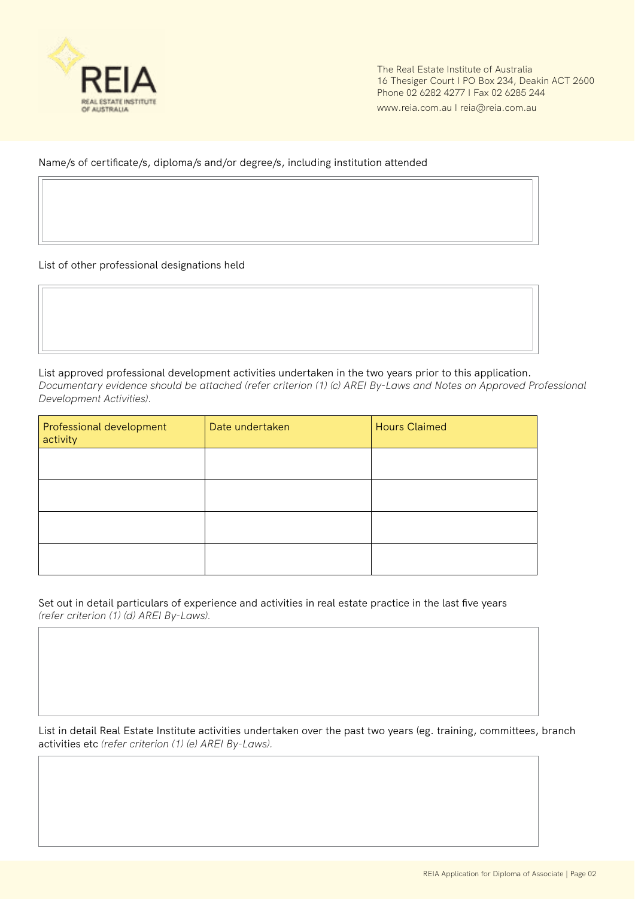Name/s of certificate/s, diploma/s and/or degree/s, including institution attended

List of other professional designations held

List approved professional development activities undertaken in the two years prior to this application.
*Documentary evidence should be attached (refer criterion (1) (c) AREI By-Laws and Notes on Approved Professional Development Activities).*

| Professional development activity | Date undertaken | Hours Claimed |
| --- | --- | --- |
| | | |
| | | |
| | | |
| | | |

Set out in detail particulars of experience and activities in real estate practice in the last five years
*(refer criterion (1) (d) AREI By-Laws).*

List in detail Real Estate Institute activities undertaken over the past two years (eg. training, committees, branch activities etc *(refer criterion (1) (e) AREI By-Laws).*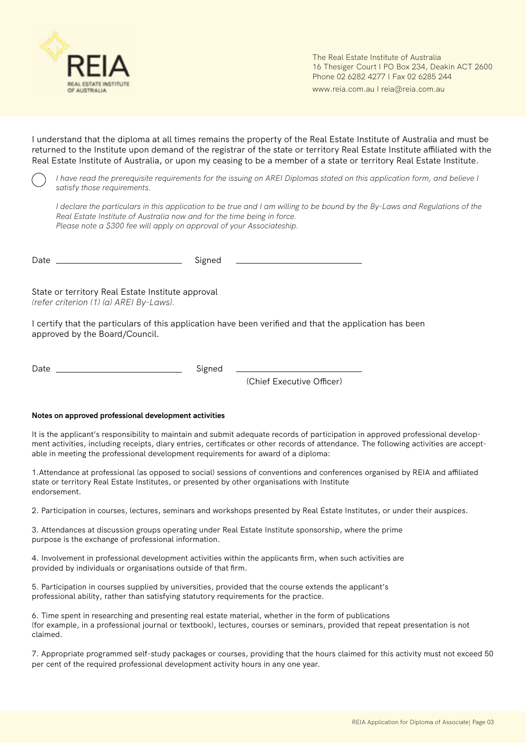The Real Estate Institute of Australia
16 Thesiger Court I PO Box 234, Deakin ACT 2600
Phone 02 6282 4277 I Fax 02 6285 244
www.reia.com.au I reia@reia.com.au

I understand that the diploma at all times remains the property of the Real Estate Institute of Australia and must be returned to the Institute upon demand of the registrar of the state or territory Real Estate Institute affiliated with the Real Estate Institute of Australia, or upon my ceasing to be a member of a state or territory Real Estate Institute.

◯ *I have read the prerequisite requirements for the issuing on AREI Diplomas stated on this application form, and believe I satisfy those requirements.*

*I declare the particulars in this application to be true and I am willing to be bound by the By-Laws and Regulations of the Real Estate Institute of Australia now and for the time being in force.*
*Please note a $300 fee will apply on approval of your Associateship.*

Date ____________________ Signed ____________________

State or territory Real Estate Institute approval
*(refer criterion (1) (a) AREI By-Laws).*

I certify that the particulars of this application have been verified and that the application has been approved by the Board/Council.

Date ____________________ Signed ____________________
(Chief Executive Officer)

**Notes on approved professional development activities**

It is the applicant's responsibility to maintain and submit adequate records of participation in approved professional development activities, including receipts, diary entries, certificates or other records of attendance. The following activities are acceptable in meeting the professional development requirements for award of a diploma:

1. Attendance at professional (as opposed to social) sessions of conventions and conferences organised by REIA and affiliated state or territory Real Estate Institutes, or presented by other organisations with Institute endorsement.

2. Participation in courses, lectures, seminars and workshops presented by Real Estate Institutes, or under their auspices.

3. Attendances at discussion groups operating under Real Estate Institute sponsorship, where the prime purpose is the exchange of professional information.

4. Involvement in professional development activities within the applicants firm, when such activities are provided by individuals or organisations outside of that firm.

5. Participation in courses supplied by universities, provided that the course extends the applicant's professional ability, rather than satisfying statutory requirements for the practice.

6. Time spent in researching and presenting real estate material, whether in the form of publications (for example, in a professional journal or textbook), lectures, courses or seminars, provided that repeat presentation is not claimed.

7. Appropriate programmed self-study packages or courses, providing that the hours claimed for this activity must not exceed 50 per cent of the required professional development activity hours in any one year.